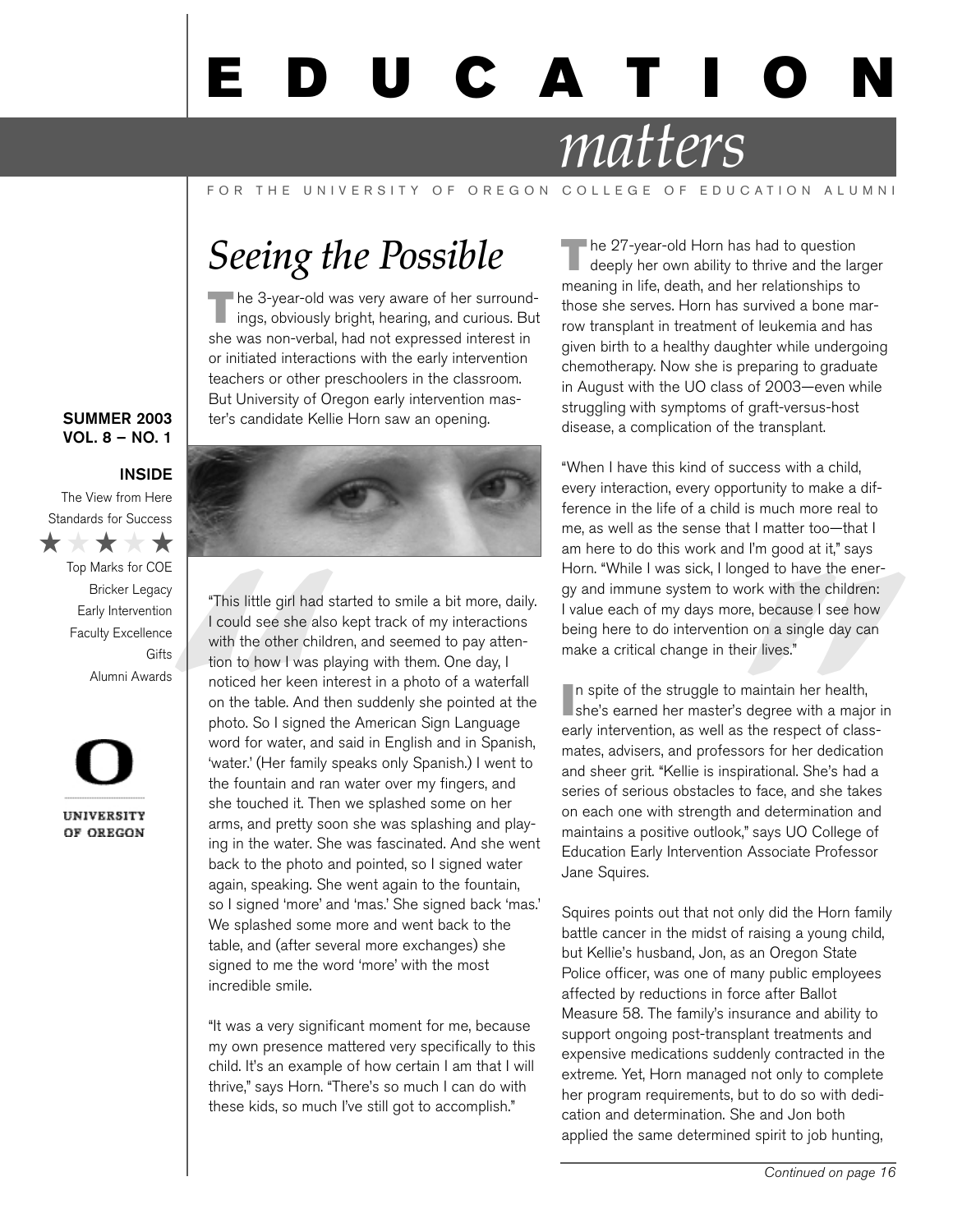# EDUCATION *matters*

FOR THE UNIVERSITY OF OREGON COLLEGE OF EDUCATION ALUMNI

**SUMMER 2003**
**VOL. 8 – NO. 1**

**INSIDE**

- The View from Here
- Standards for Success
- Top Marks for COE
- Bricker Legacy
- Early Intervention
- Faculty Excellence
- Gifts
- Alumni Awards

UNIVERSITY OF OREGON

## *Seeing the Possible*

The 3-year-old was very aware of her surroundings, obviously bright, hearing, and curious. But she was non-verbal, had not expressed interest in or initiated interactions with the early intervention teachers or other preschoolers in the classroom. But University of Oregon early intervention master's candidate Kellie Horn saw an opening.

"This little girl had started to smile a bit more, daily. I could see she also kept track of my interactions with the other children, and seemed to pay attention to how I was playing with them. One day, I noticed her keen interest in a photo of a waterfall on the table. And then suddenly she pointed at the photo. So I signed the American Sign Language word for water, and said in English and in Spanish, 'water.' (Her family speaks only Spanish.) I went to the fountain and ran water over my fingers, and she touched it. Then we splashed some on her arms, and pretty soon she was splashing and playing in the water. She was fascinated. And she went back to the photo and pointed, so I signed water again, speaking. She went again to the fountain, so I signed 'more' and 'mas.' She signed back 'mas.' We splashed some more and went back to the table, and (after several more exchanges) she signed to me the word 'more' with the most incredible smile.

"It was a very significant moment for me, because my own presence mattered very specifically to this child. It's an example of how certain I am that I will thrive," says Horn. "There's so much I can do with these kids, so much I've still got to accomplish."

The 27-year-old Horn has had to question deeply her own ability to thrive and the larger meaning in life, death, and her relationships to those she serves. Horn has survived a bone marrow transplant in treatment of leukemia and has given birth to a healthy daughter while undergoing chemotherapy. Now she is preparing to graduate in August with the UO class of 2003—even while struggling with symptoms of graft-versus-host disease, a complication of the transplant.

"When I have this kind of success with a child, every interaction, every opportunity to make a difference in the life of a child is much more real to me, as well as the sense that I matter too—that I am here to do this work and I'm good at it," says Horn. "While I was sick, I longed to have the energy and immune system to work with the children: I value each of my days more, because I see how being here to do intervention on a single day can make a critical change in their lives."

In spite of the struggle to maintain her health, she's earned her master's degree with a major in early intervention, as well as the respect of classmates, advisers, and professors for her dedication and sheer grit. "Kellie is inspirational. She's had a series of serious obstacles to face, and she takes on each one with strength and determination and maintains a positive outlook," says UO College of Education Early Intervention Associate Professor Jane Squires.

Squires points out that not only did the Horn family battle cancer in the midst of raising a young child, but Kellie's husband, Jon, as an Oregon State Police officer, was one of many public employees affected by reductions in force after Ballot Measure 58. The family's insurance and ability to support ongoing post-transplant treatments and expensive medications suddenly contracted in the extreme. Yet, Horn managed not only to complete her program requirements, but to do so with dedication and determination. She and Jon both applied the same determined spirit to job hunting,

*Continued on page 16*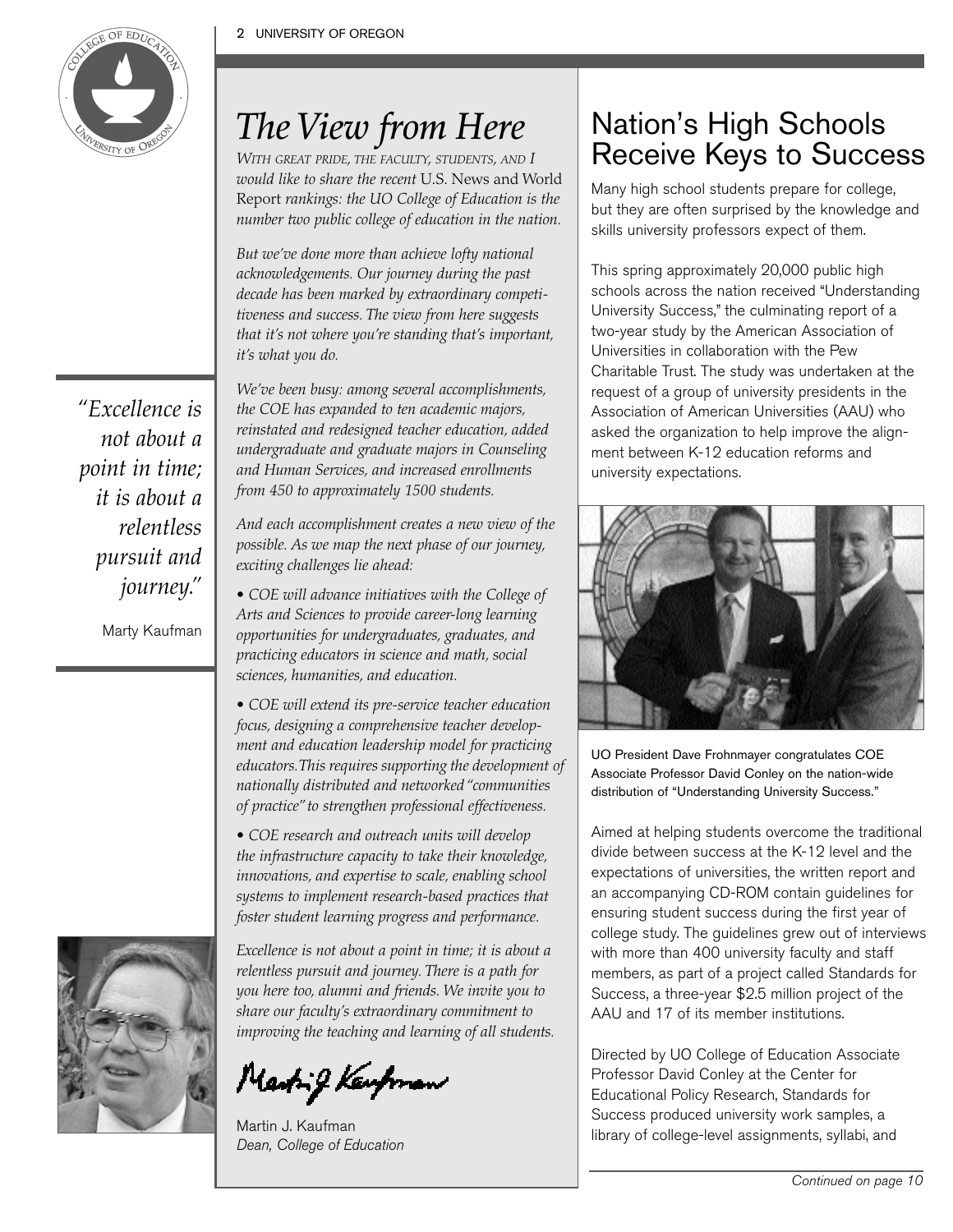# The View from Here

*WITH GREAT PRIDE, THE FACULTY, STUDENTS, AND I would like to share the recent* U.S. News and World Report *rankings: the UO College of Education is the number two public college of education in the nation.*

*But we've done more than achieve lofty national acknowledgements. Our journey during the past decade has been marked by extraordinary competitiveness and success. The view from here suggests that it's not where you're standing that's important, it's what you do.*

*We've been busy: among several accomplishments, the COE has expanded to ten academic majors, reinstated and redesigned teacher education, added undergraduate and graduate majors in Counseling and Human Services, and increased enrollments from 450 to approximately 1500 students.*

*And each accomplishment creates a new view of the possible. As we map the next phase of our journey, exciting challenges lie ahead:*

- *COE will advance initiatives with the College of Arts and Sciences to provide career-long learning opportunities for undergraduates, graduates, and practicing educators in science and math, social sciences, humanities, and education.*
- *COE will extend its pre-service teacher education focus, designing a comprehensive teacher development and education leadership model for practicing educators. This requires supporting the development of nationally distributed and networked "communities of practice" to strengthen professional effectiveness.*
- *COE research and outreach units will develop the infrastructure capacity to take their knowledge, innovations, and expertise to scale, enabling school systems to implement research-based practices that foster student learning progress and performance.*

*Excellence is not about a point in time; it is about a relentless pursuit and journey. There is a path for you here too, alumni and friends. We invite you to share our faculty's extraordinary commitment to improving the teaching and learning of all students.*

Martin J. Kaufman
*Dean, College of Education*

> *"Excellence is not about a point in time; it is about a relentless pursuit and journey."*
>
> Marty Kaufman

# Nation's High Schools Receive Keys to Success

Many high school students prepare for college, but they are often surprised by the knowledge and skills university professors expect of them.

This spring approximately 20,000 public high schools across the nation received "Understanding University Success," the culminating report of a two-year study by the American Association of Universities in collaboration with the Pew Charitable Trust. The study was undertaken at the request of a group of university presidents in the Association of American Universities (AAU) who asked the organization to help improve the alignment between K-12 education reforms and university expectations.

UO President Dave Frohnmayer congratulates COE Associate Professor David Conley on the nation-wide distribution of "Understanding University Success."

Aimed at helping students overcome the traditional divide between success at the K-12 level and the expectations of universities, the written report and an accompanying CD-ROM contain guidelines for ensuring student success during the first year of college study. The guidelines grew out of interviews with more than 400 university faculty and staff members, as part of a project called Standards for Success, a three-year $2.5 million project of the AAU and 17 of its member institutions.

Directed by UO College of Education Associate Professor David Conley at the Center for Educational Policy Research, Standards for Success produced university work samples, a library of college-level assignments, syllabi, and

*Continued on page 10*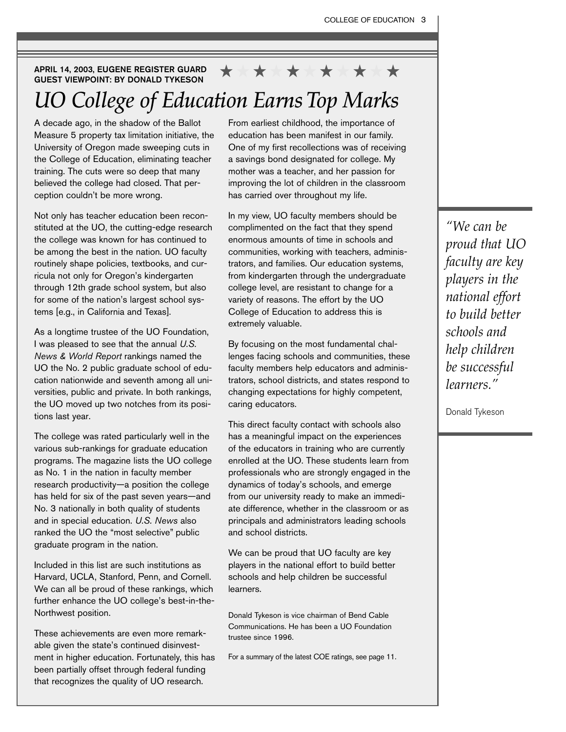**APRIL 14, 2003, EUGENE REGISTER GUARD**
**GUEST VIEWPOINT: BY DONALD TYKESON**

# *UO College of Education Earns Top Marks*

A decade ago, in the shadow of the Ballot Measure 5 property tax limitation initiative, the University of Oregon made sweeping cuts in the College of Education, eliminating teacher training. The cuts were so deep that many believed the college had closed. That perception couldn't be more wrong.

Not only has teacher education been reconstituted at the UO, the cutting-edge research the college was known for has continued to be among the best in the nation. UO faculty routinely shape policies, textbooks, and curricula not only for Oregon's kindergarten through 12th grade school system, but also for some of the nation's largest school systems [e.g., in California and Texas].

As a longtime trustee of the UO Foundation, I was pleased to see that the annual *U.S. News & World Report* rankings named the UO the No. 2 public graduate school of education nationwide and seventh among all universities, public and private. In both rankings, the UO moved up two notches from its positions last year.

The college was rated particularly well in the various sub-rankings for graduate education programs. The magazine lists the UO college as No. 1 in the nation in faculty member research productivity—a position the college has held for six of the past seven years—and No. 3 nationally in both quality of students and in special education. *U.S. News* also ranked the UO the "most selective" public graduate program in the nation.

Included in this list are such institutions as Harvard, UCLA, Stanford, Penn, and Cornell. We can all be proud of these rankings, which further enhance the UO college's best-in-the-Northwest position.

These achievements are even more remarkable given the state's continued disinvestment in higher education. Fortunately, this has been partially offset through federal funding that recognizes the quality of UO research.

From earliest childhood, the importance of education has been manifest in our family. One of my first recollections was of receiving a savings bond designated for college. My mother was a teacher, and her passion for improving the lot of children in the classroom has carried over throughout my life.

In my view, UO faculty members should be complimented on the fact that they spend enormous amounts of time in schools and communities, working with teachers, administrators, and families. Our education systems, from kindergarten through the undergraduate college level, are resistant to change for a variety of reasons. The effort by the UO College of Education to address this is extremely valuable.

By focusing on the most fundamental challenges facing schools and communities, these faculty members help educators and administrators, school districts, and states respond to changing expectations for highly competent, caring educators.

This direct faculty contact with schools also has a meaningful impact on the experiences of the educators in training who are currently enrolled at the UO. These students learn from professionals who are strongly engaged in the dynamics of today's schools, and emerge from our university ready to make an immediate difference, whether in the classroom or as principals and administrators leading schools and school districts.

We can be proud that UO faculty are key players in the national effort to build better schools and help children be successful learners.

Donald Tykeson is vice chairman of Bend Cable Communications. He has been a UO Foundation trustee since 1996.

For a summary of the latest COE ratings, see page 11.

> *"We can be proud that UO faculty are key players in the national effort to build better schools and help children be successful learners."*
>
> Donald Tykeson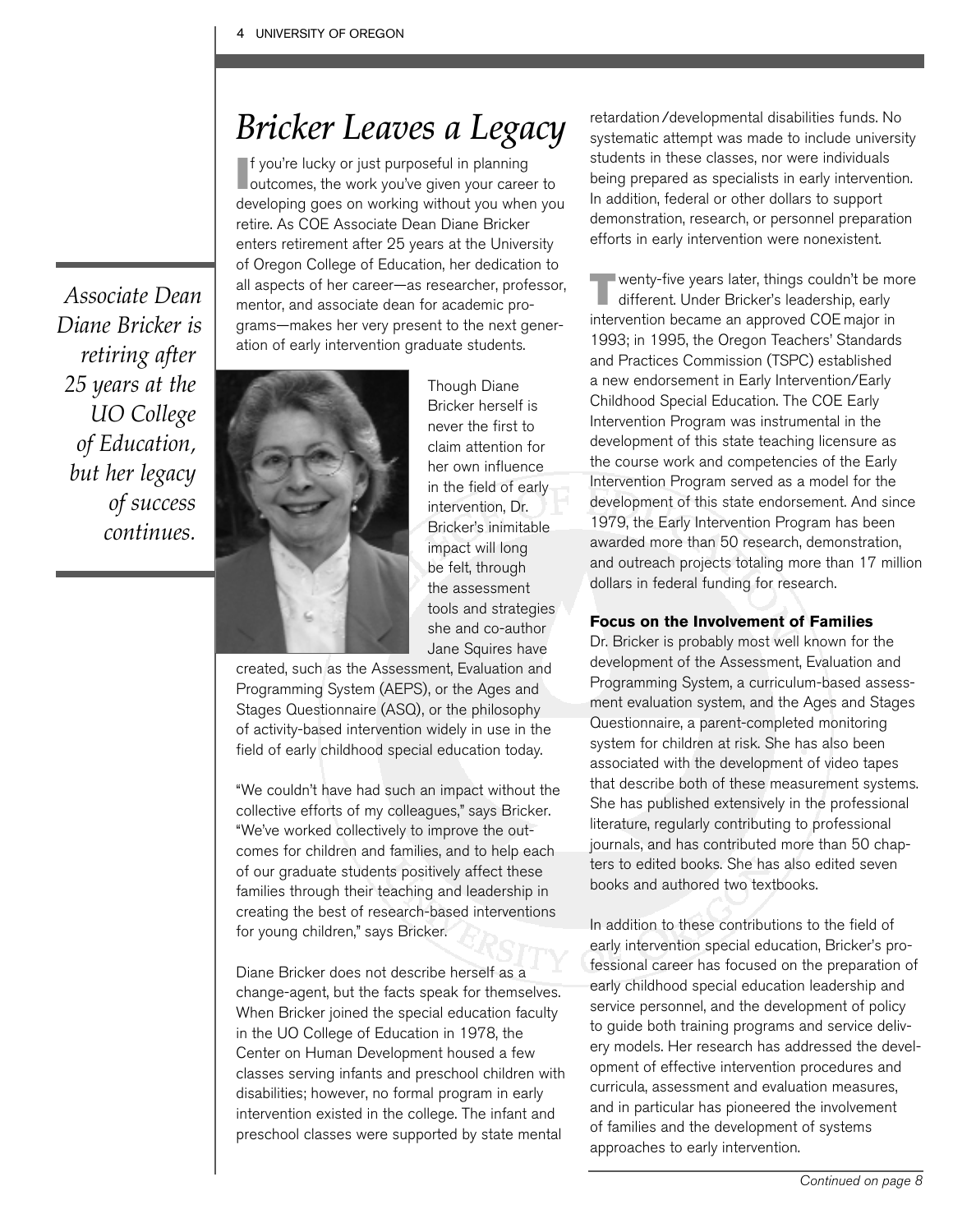# Bricker Leaves a Legacy

*Associate Dean Diane Bricker is retiring after 25 years at the UO College of Education, but her legacy of success continues.*

If you're lucky or just purposeful in planning outcomes, the work you've given your career to developing goes on working without you when you retire. As COE Associate Dean Diane Bricker enters retirement after 25 years at the University of Oregon College of Education, her dedication to all aspects of her career—as researcher, professor, mentor, and associate dean for academic programs—makes her very present to the next generation of early intervention graduate students.

Though Diane Bricker herself is never the first to claim attention for her own influence in the field of early intervention, Dr. Bricker's inimitable impact will long be felt, through the assessment tools and strategies she and co-author Jane Squires have created, such as the Assessment, Evaluation and Programming System (AEPS), or the Ages and Stages Questionnaire (ASQ), or the philosophy of activity-based intervention widely in use in the field of early childhood special education today.

"We couldn't have had such an impact without the collective efforts of my colleagues," says Bricker. "We've worked collectively to improve the outcomes for children and families, and to help each of our graduate students positively affect these families through their teaching and leadership in creating the best of research-based interventions for young children," says Bricker.

Diane Bricker does not describe herself as a change-agent, but the facts speak for themselves. When Bricker joined the special education faculty in the UO College of Education in 1978, the Center on Human Development housed a few classes serving infants and preschool children with disabilities; however, no formal program in early intervention existed in the college. The infant and preschool classes were supported by state mental retardation/developmental disabilities funds. No systematic attempt was made to include university students in these classes, nor were individuals being prepared as specialists in early intervention. In addition, federal or other dollars to support demonstration, research, or personnel preparation efforts in early intervention were nonexistent.

Twenty-five years later, things couldn't be more different. Under Bricker's leadership, early intervention became an approved COE major in 1993; in 1995, the Oregon Teachers' Standards and Practices Commission (TSPC) established a new endorsement in Early Intervention/Early Childhood Special Education. The COE Early Intervention Program was instrumental in the development of this state teaching licensure as the course work and competencies of the Early Intervention Program served as a model for the development of this state endorsement. And since 1979, the Early Intervention Program has been awarded more than 50 research, demonstration, and outreach projects totaling more than 17 million dollars in federal funding for research.

### Focus on the Involvement of Families

Dr. Bricker is probably most well known for the development of the Assessment, Evaluation and Programming System, a curriculum-based assessment evaluation system, and the Ages and Stages Questionnaire, a parent-completed monitoring system for children at risk. She has also been associated with the development of video tapes that describe both of these measurement systems. She has published extensively in the professional literature, regularly contributing to professional journals, and has contributed more than 50 chapters to edited books. She has also edited seven books and authored two textbooks.

In addition to these contributions to the field of early intervention special education, Bricker's professional career has focused on the preparation of early childhood special education leadership and service personnel, and the development of policy to guide both training programs and service delivery models. Her research has addressed the development of effective intervention procedures and curricula, assessment and evaluation measures, and in particular has pioneered the involvement of families and the development of systems approaches to early intervention.

*Continued on page 8*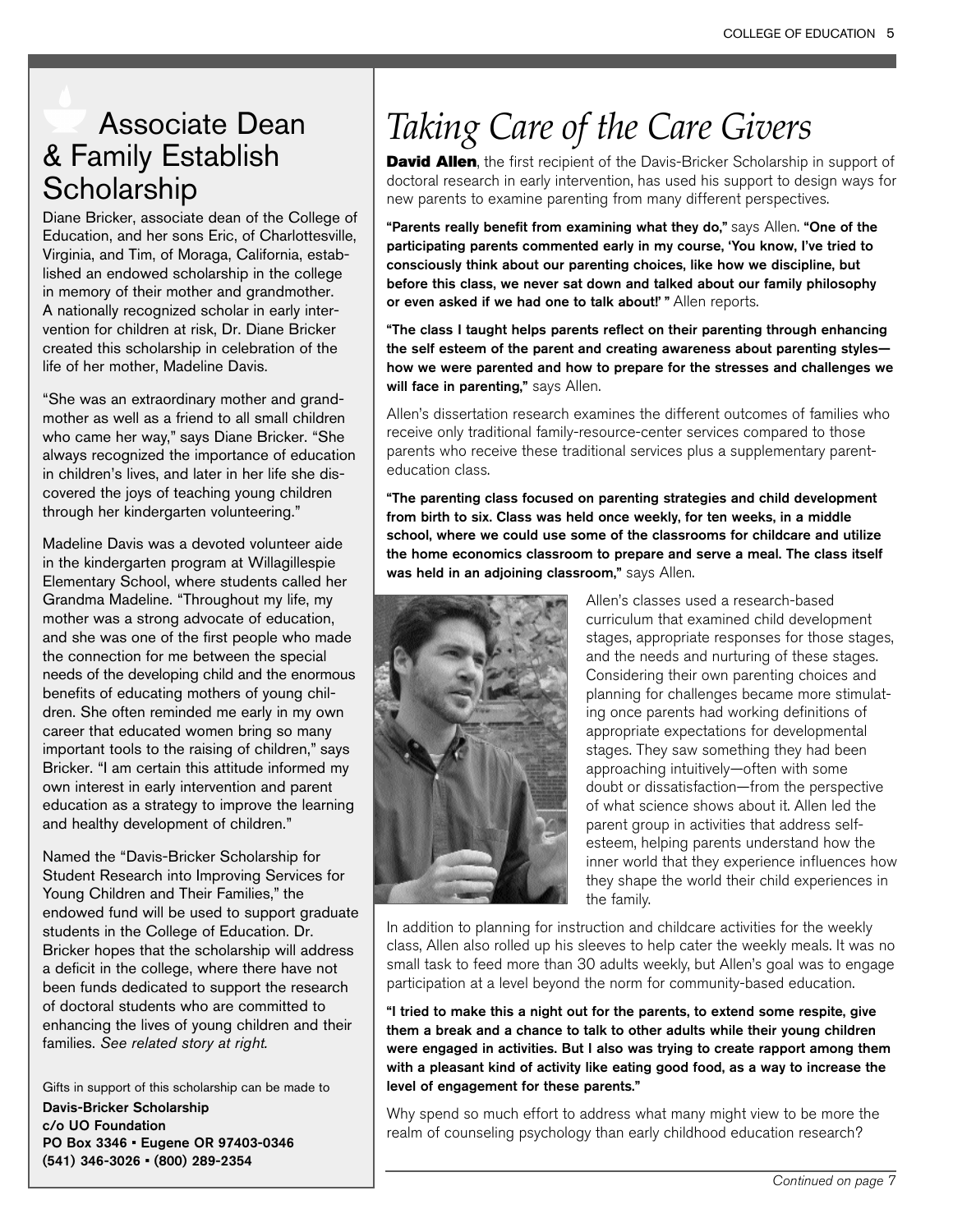## Associate Dean & Family Establish Scholarship

Diane Bricker, associate dean of the College of Education, and her sons Eric, of Charlottesville, Virginia, and Tim, of Moraga, California, established an endowed scholarship in the college in memory of their mother and grandmother. A nationally recognized scholar in early intervention for children at risk, Dr. Diane Bricker created this scholarship in celebration of the life of her mother, Madeline Davis.

"She was an extraordinary mother and grandmother as well as a friend to all small children who came her way," says Diane Bricker. "She always recognized the importance of education in children's lives, and later in her life she discovered the joys of teaching young children through her kindergarten volunteering."

Madeline Davis was a devoted volunteer aide in the kindergarten program at Willagillespie Elementary School, where students called her Grandma Madeline. "Throughout my life, my mother was a strong advocate of education, and she was one of the first people who made the connection for me between the special needs of the developing child and the enormous benefits of educating mothers of young children. She often reminded me early in my own career that educated women bring so many important tools to the raising of children," says Bricker. "I am certain this attitude informed my own interest in early intervention and parent education as a strategy to improve the learning and healthy development of children."

Named the "Davis-Bricker Scholarship for Student Research into Improving Services for Young Children and Their Families," the endowed fund will be used to support graduate students in the College of Education. Dr. Bricker hopes that the scholarship will address a deficit in the college, where there have not been funds dedicated to support the research of doctoral students who are committed to enhancing the lives of young children and their families. *See related story at right.*

Gifts in support of this scholarship can be made to

**Davis-Bricker Scholarship**
**c/o UO Foundation**
**PO Box 3346 • Eugene OR 97403-0346**
**(541) 346-3026 • (800) 289-2354**

# *Taking Care of the Care Givers*

**David Allen**, the first recipient of the Davis-Bricker Scholarship in support of doctoral research in early intervention, has used his support to design ways for new parents to examine parenting from many different perspectives.

**"Parents really benefit from examining what they do,"** says Allen. **"One of the participating parents commented early in my course, 'You know, I've tried to consciously think about our parenting choices, like how we discipline, but before this class, we never sat down and talked about our family philosophy or even asked if we had one to talk about!' "** Allen reports.

**"The class I taught helps parents reflect on their parenting through enhancing the self esteem of the parent and creating awareness about parenting styles—how we were parented and how to prepare for the stresses and challenges we will face in parenting,"** says Allen.

Allen's dissertation research examines the different outcomes of families who receive only traditional family-resource-center services compared to those parents who receive these traditional services plus a supplementary parent-education class.

**"The parenting class focused on parenting strategies and child development from birth to six. Class was held once weekly, for ten weeks, in a middle school, where we could use some of the classrooms for childcare and utilize the home economics classroom to prepare and serve a meal. The class itself was held in an adjoining classroom,"** says Allen.

Allen's classes used a research-based curriculum that examined child development stages, appropriate responses for those stages, and the needs and nurturing of these stages. Considering their own parenting choices and planning for challenges became more stimulating once parents had working definitions of appropriate expectations for developmental stages. They saw something they had been approaching intuitively—often with some doubt or dissatisfaction—from the perspective of what science shows about it. Allen led the parent group in activities that address self-esteem, helping parents understand how the inner world that they experience influences how they shape the world their child experiences in the family.

In addition to planning for instruction and childcare activities for the weekly class, Allen also rolled up his sleeves to help cater the weekly meals. It was no small task to feed more than 30 adults weekly, but Allen's goal was to engage participation at a level beyond the norm for community-based education.

**"I tried to make this a night out for the parents, to extend some respite, give them a break and a chance to talk to other adults while their young children were engaged in activities. But I also was trying to create rapport among them with a pleasant kind of activity like eating good food, as a way to increase the level of engagement for these parents."**

Why spend so much effort to address what many might view to be more the realm of counseling psychology than early childhood education research?

*Continued on page 7*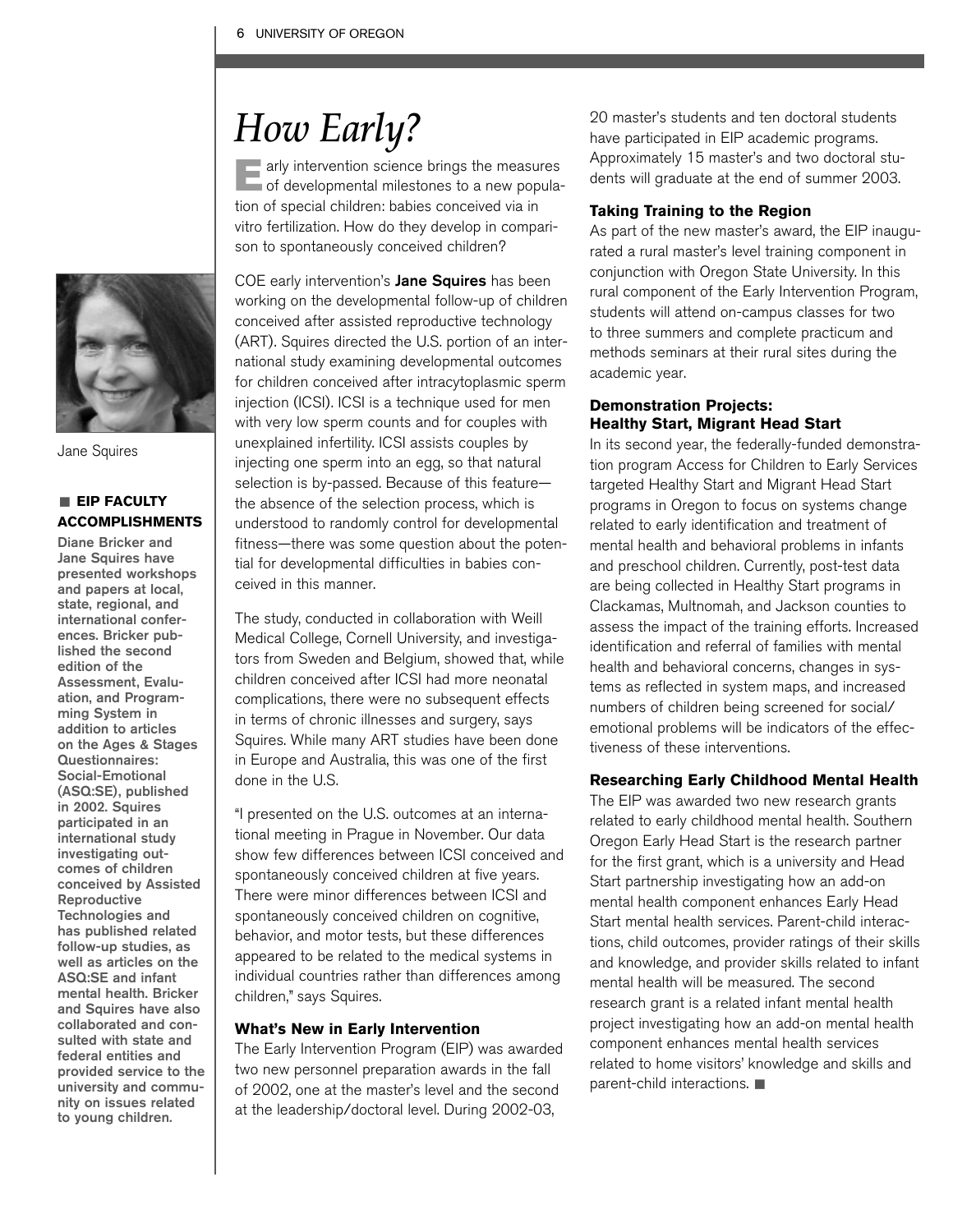# How Early?

Early intervention science brings the measures of developmental milestones to a new population of special children: babies conceived via in vitro fertilization. How do they develop in comparison to spontaneously conceived children?

COE early intervention's **Jane Squires** has been working on the developmental follow-up of children conceived after assisted reproductive technology (ART). Squires directed the U.S. portion of an international study examining developmental outcomes for children conceived after intracytoplasmic sperm injection (ICSI). ICSI is a technique used for men with very low sperm counts and for couples with unexplained infertility. ICSI assists couples by injecting one sperm into an egg, so that natural selection is by-passed. Because of this feature—the absence of the selection process, which is understood to randomly control for developmental fitness—there was some question about the potential for developmental difficulties in babies conceived in this manner.

The study, conducted in collaboration with Weill Medical College, Cornell University, and investigators from Sweden and Belgium, showed that, while children conceived after ICSI had more neonatal complications, there were no subsequent effects in terms of chronic illnesses and surgery, says Squires. While many ART studies have been done in Europe and Australia, this was one of the first done in the U.S.

"I presented on the U.S. outcomes at an international meeting in Prague in November. Our data show few differences between ICSI conceived and spontaneously conceived children at five years. There were minor differences between ICSI and spontaneously conceived children on cognitive, behavior, and motor tests, but these differences appeared to be related to the medical systems in individual countries rather than differences among children," says Squires.

Jane Squires

**EIP FACULTY ACCOMPLISHMENTS**

**Diane Bricker and Jane Squires have presented workshops and papers at local, state, regional, and international conferences. Bricker published the second edition of the Assessment, Evaluation, and Programming System in addition to articles on the Ages & Stages Questionnaires: Social-Emotional (ASQ:SE), published in 2002. Squires participated in an international study investigating outcomes of children conceived by Assisted Reproductive Technologies and has published related follow-up studies, as well as articles on the ASQ:SE and infant mental health. Bricker and Squires have also collaborated and consulted with state and federal entities and provided service to the university and community on issues related to young children.**

### What's New in Early Intervention

The Early Intervention Program (EIP) was awarded two new personnel preparation awards in the fall of 2002, one at the master's level and the second at the leadership/doctoral level. During 2002-03, 20 master's students and ten doctoral students have participated in EIP academic programs. Approximately 15 master's and two doctoral students will graduate at the end of summer 2003.

### Taking Training to the Region

As part of the new master's award, the EIP inaugurated a rural master's level training component in conjunction with Oregon State University. In this rural component of the Early Intervention Program, students will attend on-campus classes for two to three summers and complete practicum and methods seminars at their rural sites during the academic year.

### Demonstration Projects: Healthy Start, Migrant Head Start

In its second year, the federally-funded demonstration program Access for Children to Early Services targeted Healthy Start and Migrant Head Start programs in Oregon to focus on systems change related to early identification and treatment of mental health and behavioral problems in infants and preschool children. Currently, post-test data are being collected in Healthy Start programs in Clackamas, Multnomah, and Jackson counties to assess the impact of the training efforts. Increased identification and referral of families with mental health and behavioral concerns, changes in systems as reflected in system maps, and increased numbers of children being screened for social/emotional problems will be indicators of the effectiveness of these interventions.

### Researching Early Childhood Mental Health

The EIP was awarded two new research grants related to early childhood mental health. Southern Oregon Early Head Start is the research partner for the first grant, which is a university and Head Start partnership investigating how an add-on mental health component enhances Early Head Start mental health services. Parent-child interactions, child outcomes, provider ratings of their skills and knowledge, and provider skills related to infant mental health will be measured. The second research grant is a related infant mental health project investigating how an add-on mental health component enhances mental health services related to home visitors' knowledge and skills and parent-child interactions. ■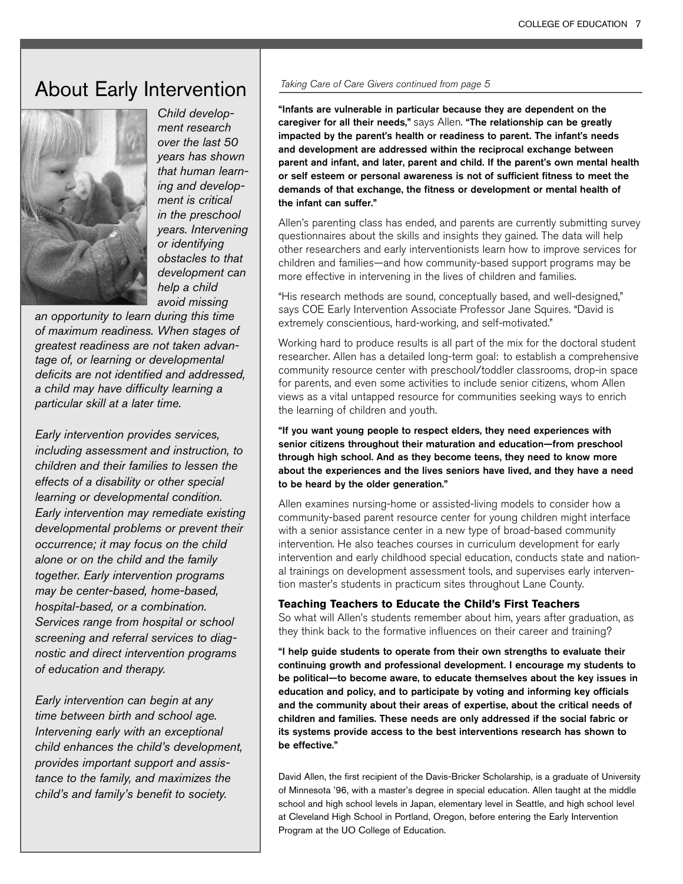## About Early Intervention

*Child development research over the last 50 years has shown that human learning and development is critical in the preschool years. Intervening or identifying obstacles to that development can help a child avoid missing an opportunity to learn during this time of maximum readiness. When stages of greatest readiness are not taken advantage of, or learning or developmental deficits are not identified and addressed, a child may have difficulty learning a particular skill at a later time.*

*Early intervention provides services, including assessment and instruction, to children and their families to lessen the effects of a disability or other special learning or developmental condition. Early intervention may remediate existing developmental problems or prevent their occurrence; it may focus on the child alone or on the child and the family together. Early intervention programs may be center-based, home-based, hospital-based, or a combination. Services range from hospital or school screening and referral services to diagnostic and direct intervention programs of education and therapy.*

*Early intervention can begin at any time between birth and school age. Intervening early with an exceptional child enhances the child's development, provides important support and assistance to the family, and maximizes the child's and family's benefit to society.*

*Taking Care of Care Givers continued from page 5*

**"Infants are vulnerable in particular because they are dependent on the caregiver for all their needs,"** says Allen. **"The relationship can be greatly impacted by the parent's health or readiness to parent. The infant's needs and development are addressed within the reciprocal exchange between parent and infant, and later, parent and child. If the parent's own mental health or self esteem or personal awareness is not of sufficient fitness to meet the demands of that exchange, the fitness or development or mental health of the infant can suffer."**

Allen's parenting class has ended, and parents are currently submitting survey questionnaires about the skills and insights they gained. The data will help other researchers and early interventionists learn how to improve services for children and families—and how community-based support programs may be more effective in intervening in the lives of children and families.

"His research methods are sound, conceptually based, and well-designed," says COE Early Intervention Associate Professor Jane Squires. "David is extremely conscientious, hard-working, and self-motivated."

Working hard to produce results is all part of the mix for the doctoral student researcher. Allen has a detailed long-term goal: to establish a comprehensive community resource center with preschool/toddler classrooms, drop-in space for parents, and even some activities to include senior citizens, whom Allen views as a vital untapped resource for communities seeking ways to enrich the learning of children and youth.

**"If you want young people to respect elders, they need experiences with senior citizens throughout their maturation and education—from preschool through high school. And as they become teens, they need to know more about the experiences and the lives seniors have lived, and they have a need to be heard by the older generation."**

Allen examines nursing-home or assisted-living models to consider how a community-based parent resource center for young children might interface with a senior assistance center in a new type of broad-based community intervention. He also teaches courses in curriculum development for early intervention and early childhood special education, conducts state and national trainings on development assessment tools, and supervises early intervention master's students in practicum sites throughout Lane County.

### Teaching Teachers to Educate the Child's First Teachers

So what will Allen's students remember about him, years after graduation, as they think back to the formative influences on their career and training?

**"I help guide students to operate from their own strengths to evaluate their continuing growth and professional development. I encourage my students to be political—to become aware, to educate themselves about the key issues in education and policy, and to participate by voting and informing key officials and the community about their areas of expertise, about the critical needs of children and families. These needs are only addressed if the social fabric or its systems provide access to the best interventions research has shown to be effective."**

David Allen, the first recipient of the Davis-Bricker Scholarship, is a graduate of University of Minnesota '96, with a master's degree in special education. Allen taught at the middle school and high school levels in Japan, elementary level in Seattle, and high school level at Cleveland High School in Portland, Oregon, before entering the Early Intervention Program at the UO College of Education.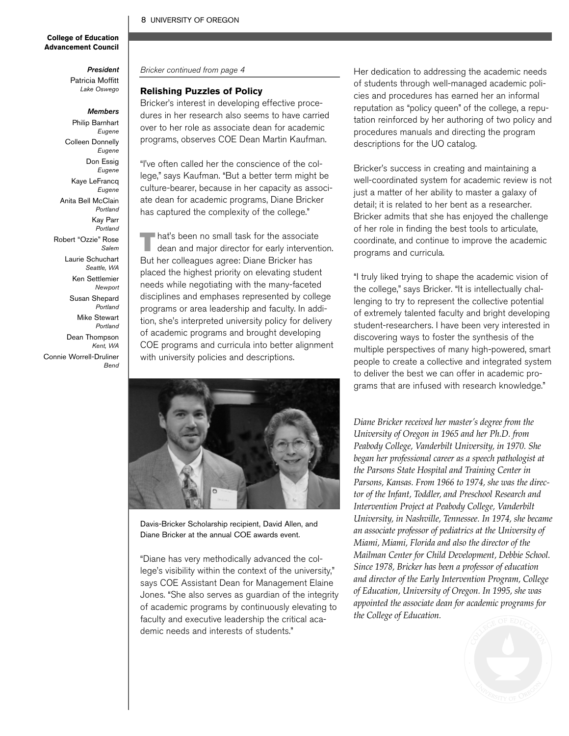**College of Education Advancement Council**

***President***
Patricia Moffitt
*Lake Oswego*

***Members***
Philip Barnhart
*Eugene*
Colleen Donnelly
*Eugene*
Don Essig
*Eugene*
Kaye LeFrancq
*Eugene*
Anita Bell McClain
*Portland*
Kay Parr
*Portland*
Robert "Ozzie" Rose
*Salem*
Laurie Schuchart
*Seattle, WA*
Ken Settlemier
*Newport*
Susan Shepard
*Portland*
Mike Stewart
*Portland*
Dean Thompson
*Kent, WA*
Connie Worrell-Druliner
*Bend*

*Bricker continued from page 4*

### Relishing Puzzles of Policy

Bricker's interest in developing effective procedures in her research also seems to have carried over to her role as associate dean for academic programs, observes COE Dean Martin Kaufman.

"I've often called her the conscience of the college," says Kaufman. "But a better term might be culture-bearer, because in her capacity as associate dean for academic programs, Diane Bricker has captured the complexity of the college."

That's been no small task for the associate dean and major director for early intervention. But her colleagues agree: Diane Bricker has placed the highest priority on elevating student needs while negotiating with the many-faceted disciplines and emphases represented by college programs or area leadership and faculty. In addition, she's interpreted university policy for delivery of academic programs and brought developing COE programs and curricula into better alignment with university policies and descriptions.

Davis-Bricker Scholarship recipient, David Allen, and Diane Bricker at the annual COE awards event.

"Diane has very methodically advanced the college's visibility within the context of the university," says COE Assistant Dean for Management Elaine Jones. "She also serves as guardian of the integrity of academic programs by continuously elevating to faculty and executive leadership the critical academic needs and interests of students."

Her dedication to addressing the academic needs of students through well-managed academic policies and procedures has earned her an informal reputation as "policy queen" of the college, a reputation reinforced by her authoring of two policy and procedures manuals and directing the program descriptions for the UO catalog.

Bricker's success in creating and maintaining a well-coordinated system for academic review is not just a matter of her ability to master a galaxy of detail; it is related to her bent as a researcher. Bricker admits that she has enjoyed the challenge of her role in finding the best tools to articulate, coordinate, and continue to improve the academic programs and curricula.

"I truly liked trying to shape the academic vision of the college," says Bricker. "It is intellectually challenging to try to represent the collective potential of extremely talented faculty and bright developing student-researchers. I have been very interested in discovering ways to foster the synthesis of the multiple perspectives of many high-powered, smart people to create a collective and integrated system to deliver the best we can offer in academic programs that are infused with research knowledge."

*Diane Bricker received her master's degree from the University of Oregon in 1965 and her Ph.D. from Peabody College, Vanderbilt University, in 1970. She began her professional career as a speech pathologist at the Parsons State Hospital and Training Center in Parsons, Kansas. From 1966 to 1974, she was the director of the Infant, Toddler, and Preschool Research and Intervention Project at Peabody College, Vanderbilt University, in Nashville, Tennessee. In 1974, she became an associate professor of pediatrics at the University of Miami, Miami, Florida and also the director of the Mailman Center for Child Development, Debbie School. Since 1978, Bricker has been a professor of education and director of the Early Intervention Program, College of Education, University of Oregon. In 1995, she was appointed the associate dean for academic programs for the College of Education.*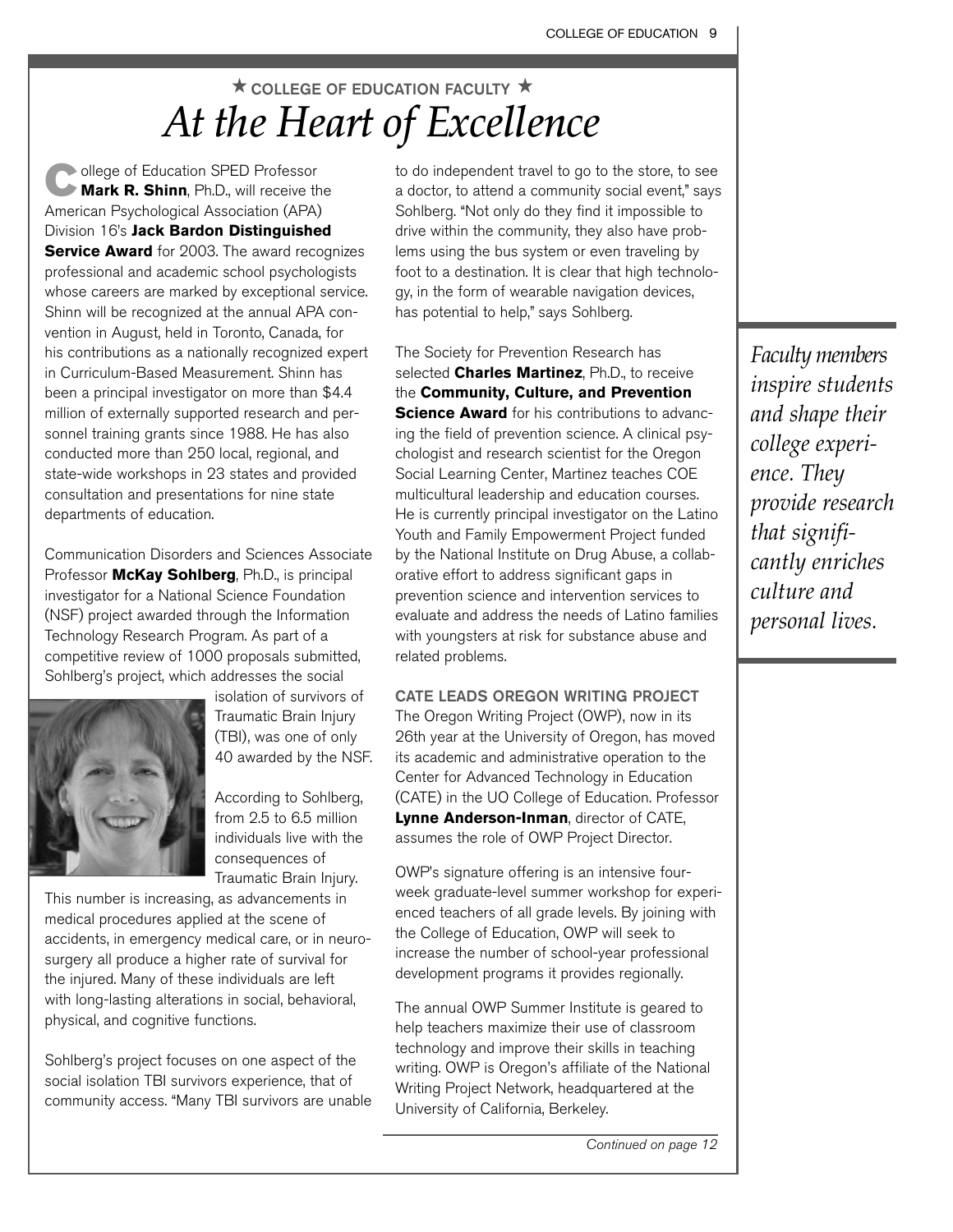★ COLLEGE OF EDUCATION FACULTY ★

# *At the Heart of Excellence*

College of Education SPED Professor **Mark R. Shinn**, Ph.D., will receive the American Psychological Association (APA) Division 16's **Jack Bardon Distinguished Service Award** for 2003. The award recognizes professional and academic school psychologists whose careers are marked by exceptional service. Shinn will be recognized at the annual APA convention in August, held in Toronto, Canada, for his contributions as a nationally recognized expert in Curriculum-Based Measurement. Shinn has been a principal investigator on more than $4.4 million of externally supported research and personnel training grants since 1988. He has also conducted more than 250 local, regional, and state-wide workshops in 23 states and provided consultation and presentations for nine state departments of education.

Communication Disorders and Sciences Associate Professor **McKay Sohlberg**, Ph.D., is principal investigator for a National Science Foundation (NSF) project awarded through the Information Technology Research Program. As part of a competitive review of 1000 proposals submitted, Sohlberg's project, which addresses the social isolation of survivors of Traumatic Brain Injury (TBI), was one of only 40 awarded by the NSF.

According to Sohlberg, from 2.5 to 6.5 million individuals live with the consequences of Traumatic Brain Injury. This number is increasing, as advancements in medical procedures applied at the scene of accidents, in emergency medical care, or in neurosurgery all produce a higher rate of survival for the injured. Many of these individuals are left with long-lasting alterations in social, behavioral, physical, and cognitive functions.

Sohlberg's project focuses on one aspect of the social isolation TBI survivors experience, that of community access. "Many TBI survivors are unable to do independent travel to go to the store, to see a doctor, to attend a community social event," says Sohlberg. "Not only do they find it impossible to drive within the community, they also have problems using the bus system or even traveling by foot to a destination. It is clear that high technology, in the form of wearable navigation devices, has potential to help," says Sohlberg.

The Society for Prevention Research has selected **Charles Martinez**, Ph.D., to receive the **Community, Culture, and Prevention Science Award** for his contributions to advancing the field of prevention science. A clinical psychologist and research scientist for the Oregon Social Learning Center, Martinez teaches COE multicultural leadership and education courses. He is currently principal investigator on the Latino Youth and Family Empowerment Project funded by the National Institute on Drug Abuse, a collaborative effort to address significant gaps in prevention science and intervention services to evaluate and address the needs of Latino families with youngsters at risk for substance abuse and related problems.

### CATE LEADS OREGON WRITING PROJECT

The Oregon Writing Project (OWP), now in its 26th year at the University of Oregon, has moved its academic and administrative operation to the Center for Advanced Technology in Education (CATE) in the UO College of Education. Professor **Lynne Anderson-Inman**, director of CATE, assumes the role of OWP Project Director.

OWP's signature offering is an intensive four-week graduate-level summer workshop for experienced teachers of all grade levels. By joining with the College of Education, OWP will seek to increase the number of school-year professional development programs it provides regionally.

The annual OWP Summer Institute is geared to help teachers maximize their use of classroom technology and improve their skills in teaching writing. OWP is Oregon's affiliate of the National Writing Project Network, headquartered at the University of California, Berkeley.

*Continued on page 12*

*Faculty members inspire students and shape their college experience. They provide research that significantly enriches culture and personal lives.*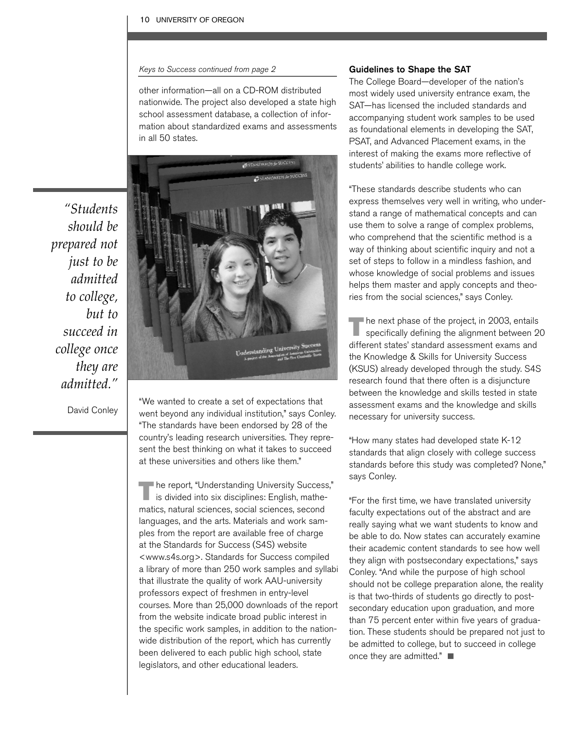*Keys to Success continued from page 2*

other information—all on a CD-ROM distributed nationwide. The project also developed a state high school assessment database, a collection of information about standardized exams and assessments in all 50 states.

> *"Students should be prepared not just to be admitted to college, but to succeed in college once they are admitted."*
>
> David Conley

"We wanted to create a set of expectations that went beyond any individual institution," says Conley. "The standards have been endorsed by 28 of the country's leading research universities. They represent the best thinking on what it takes to succeed at these universities and others like them."

The report, "Understanding University Success," is divided into six disciplines: English, mathematics, natural sciences, social sciences, second languages, and the arts. Materials and work samples from the report are available free of charge at the Standards for Success (S4S) website <www.s4s.org>. Standards for Success compiled a library of more than 250 work samples and syllabi that illustrate the quality of work AAU-university professors expect of freshmen in entry-level courses. More than 25,000 downloads of the report from the website indicate broad public interest in the specific work samples, in addition to the nationwide distribution of the report, which has currently been delivered to each public high school, state legislators, and other educational leaders.

### Guidelines to Shape the SAT

The College Board—developer of the nation's most widely used university entrance exam, the SAT—has licensed the included standards and accompanying student work samples to be used as foundational elements in developing the SAT, PSAT, and Advanced Placement exams, in the interest of making the exams more reflective of students' abilities to handle college work.

"These standards describe students who can express themselves very well in writing, who understand a range of mathematical concepts and can use them to solve a range of complex problems, who comprehend that the scientific method is a way of thinking about scientific inquiry and not a set of steps to follow in a mindless fashion, and whose knowledge of social problems and issues helps them master and apply concepts and theories from the social sciences," says Conley.

The next phase of the project, in 2003, entails specifically defining the alignment between 20 different states' standard assessment exams and the Knowledge & Skills for University Success (KSUS) already developed through the study. S4S research found that there often is a disjuncture between the knowledge and skills tested in state assessment exams and the knowledge and skills necessary for university success.

"How many states had developed state K-12 standards that align closely with college success standards before this study was completed? None," says Conley.

"For the first time, we have translated university faculty expectations out of the abstract and are really saying what we want students to know and be able to do. Now states can accurately examine their academic content standards to see how well they align with postsecondary expectations," says Conley. "And while the purpose of high school should not be college preparation alone, the reality is that two-thirds of students go directly to postsecondary education upon graduation, and more than 75 percent enter within five years of graduation. These students should be prepared not just to be admitted to college, but to succeed in college once they are admitted." ■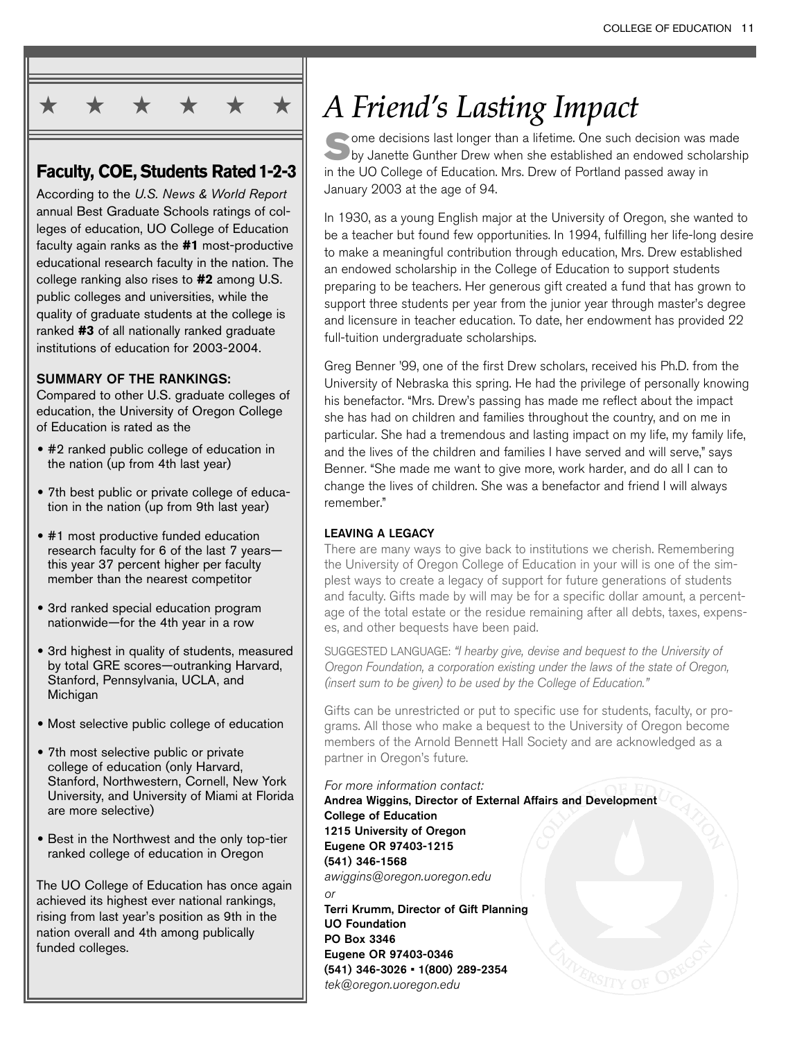★ ★ ★ ★ ★ ★

## Faculty, COE, Students Rated 1-2-3

According to the *U.S. News & World Report* annual Best Graduate Schools ratings of colleges of education, UO College of Education faculty again ranks as the **#1** most-productive educational research faculty in the nation. The college ranking also rises to **#2** among U.S. public colleges and universities, while the quality of graduate students at the college is ranked **#3** of all nationally ranked graduate institutions of education for 2003-2004.

**SUMMARY OF THE RANKINGS:**
Compared to other U.S. graduate colleges of education, the University of Oregon College of Education is rated as the

- #2 ranked public college of education in the nation (up from 4th last year)
- 7th best public or private college of education in the nation (up from 9th last year)
- #1 most productive funded education research faculty for 6 of the last 7 years—this year 37 percent higher per faculty member than the nearest competitor
- 3rd ranked special education program nationwide—for the 4th year in a row
- 3rd highest in quality of students, measured by total GRE scores—outranking Harvard, Stanford, Pennsylvania, UCLA, and Michigan
- Most selective public college of education
- 7th most selective public or private college of education (only Harvard, Stanford, Northwestern, Cornell, New York University, and University of Miami at Florida are more selective)
- Best in the Northwest and the only top-tier ranked college of education in Oregon

The UO College of Education has once again achieved its highest ever national rankings, rising from last year's position as 9th in the nation overall and 4th among publically funded colleges.

# *A Friend's Lasting Impact*

Some decisions last longer than a lifetime. One such decision was made by Janette Gunther Drew when she established an endowed scholarship in the UO College of Education. Mrs. Drew of Portland passed away in January 2003 at the age of 94.

In 1930, as a young English major at the University of Oregon, she wanted to be a teacher but found few opportunities. In 1994, fulfilling her life-long desire to make a meaningful contribution through education, Mrs. Drew established an endowed scholarship in the College of Education to support students preparing to be teachers. Her generous gift created a fund that has grown to support three students per year from the junior year through master's degree and licensure in teacher education. To date, her endowment has provided 22 full-tuition undergraduate scholarships.

Greg Benner '99, one of the first Drew scholars, received his Ph.D. from the University of Nebraska this spring. He had the privilege of personally knowing his benefactor. "Mrs. Drew's passing has made me reflect about the impact she has had on children and families throughout the country, and on me in particular. She had a tremendous and lasting impact on my life, my family life, and the lives of the children and families I have served and will serve," says Benner. "She made me want to give more, work harder, and do all I can to change the lives of children. She was a benefactor and friend I will always remember."

**LEAVING A LEGACY**

There are many ways to give back to institutions we cherish. Remembering the University of Oregon College of Education in your will is one of the simplest ways to create a legacy of support for future generations of students and faculty. Gifts made by will may be for a specific dollar amount, a percentage of the total estate or the residue remaining after all debts, taxes, expenses, and other bequests have been paid.

SUGGESTED LANGUAGE: *"I hearby give, devise and bequest to the University of Oregon Foundation, a corporation existing under the laws of the state of Oregon, (insert sum to be given) to be used by the College of Education."*

Gifts can be unrestricted or put to specific use for students, faculty, or programs. All those who make a bequest to the University of Oregon become members of the Arnold Bennett Hall Society and are acknowledged as a partner in Oregon's future.

*For more information contact:*
**Andrea Wiggins, Director of External Affairs and Development**
**College of Education**
**1215 University of Oregon**
**Eugene OR 97403-1215**
**(541) 346-1568**
*awiggins@oregon.uoregon.edu*
*or*
**Terri Krumm, Director of Gift Planning**
**UO Foundation**
**PO Box 3346**
**Eugene OR 97403-0346**
**(541) 346-3026 • 1(800) 289-2354**
*tek@oregon.uoregon.edu*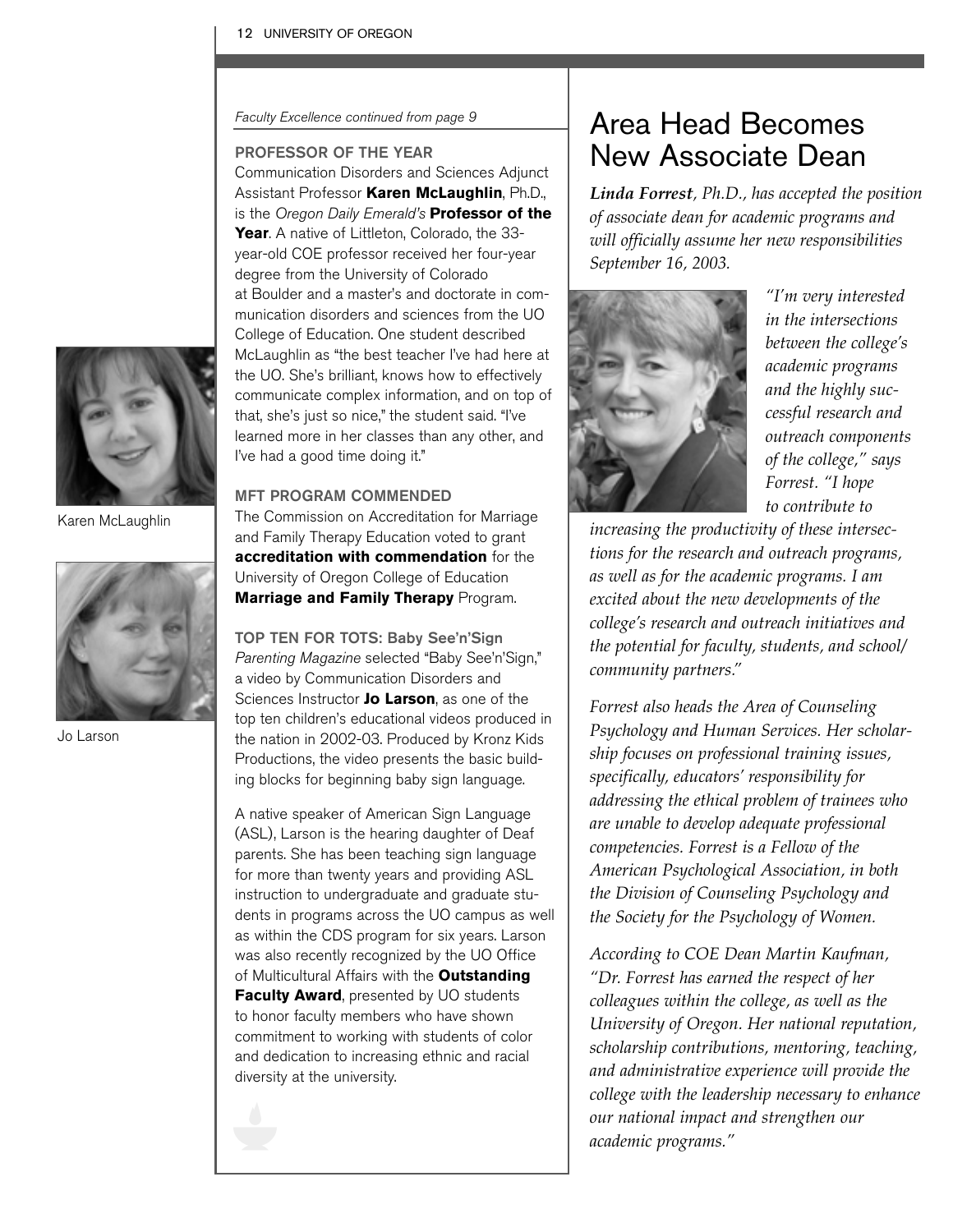*Faculty Excellence continued from page 9*

### PROFESSOR OF THE YEAR

Communication Disorders and Sciences Adjunct Assistant Professor **Karen McLaughlin**, Ph.D., is the *Oregon Daily Emerald's* **Professor of the Year**. A native of Littleton, Colorado, the 33-year-old COE professor received her four-year degree from the University of Colorado at Boulder and a master's and doctorate in communication disorders and sciences from the UO College of Education. One student described McLaughlin as "the best teacher I've had here at the UO. She's brilliant, knows how to effectively communicate complex information, and on top of that, she's just so nice," the student said. "I've learned more in her classes than any other, and I've had a good time doing it."

Karen McLaughlin

### MFT PROGRAM COMMENDED

The Commission on Accreditation for Marriage and Family Therapy Education voted to grant **accreditation with commendation** for the University of Oregon College of Education **Marriage and Family Therapy** Program.

### TOP TEN FOR TOTS: Baby See'n'Sign

*Parenting Magazine* selected "Baby See'n'Sign," a video by Communication Disorders and Sciences Instructor **Jo Larson**, as one of the top ten children's educational videos produced in the nation in 2002-03. Produced by Kronz Kids Productions, the video presents the basic building blocks for beginning baby sign language.

Jo Larson

A native speaker of American Sign Language (ASL), Larson is the hearing daughter of Deaf parents. She has been teaching sign language for more than twenty years and providing ASL instruction to undergraduate and graduate students in programs across the UO campus as well as within the CDS program for six years. Larson was also recently recognized by the UO Office of Multicultural Affairs with the **Outstanding Faculty Award**, presented by UO students to honor faculty members who have shown commitment to working with students of color and dedication to increasing ethnic and racial diversity at the university.

# Area Head Becomes New Associate Dean

***Linda Forrest**, Ph.D., has accepted the position of associate dean for academic programs and will officially assume her new responsibilities September 16, 2003.*

*"I'm very interested in the intersections between the college's academic programs and the highly successful research and outreach components of the college," says Forrest. "I hope to contribute to increasing the productivity of these intersections for the research and outreach programs, as well as for the academic programs. I am excited about the new developments of the college's research and outreach initiatives and the potential for faculty, students, and school/community partners."*

*Forrest also heads the Area of Counseling Psychology and Human Services. Her scholarship focuses on professional training issues, specifically, educators' responsibility for addressing the ethical problem of trainees who are unable to develop adequate professional competencies. Forrest is a Fellow of the American Psychological Association, in both the Division of Counseling Psychology and the Society for the Psychology of Women.*

*According to COE Dean Martin Kaufman, "Dr. Forrest has earned the respect of her colleagues within the college, as well as the University of Oregon. Her national reputation, scholarship contributions, mentoring, teaching, and administrative experience will provide the college with the leadership necessary to enhance our national impact and strengthen our academic programs."*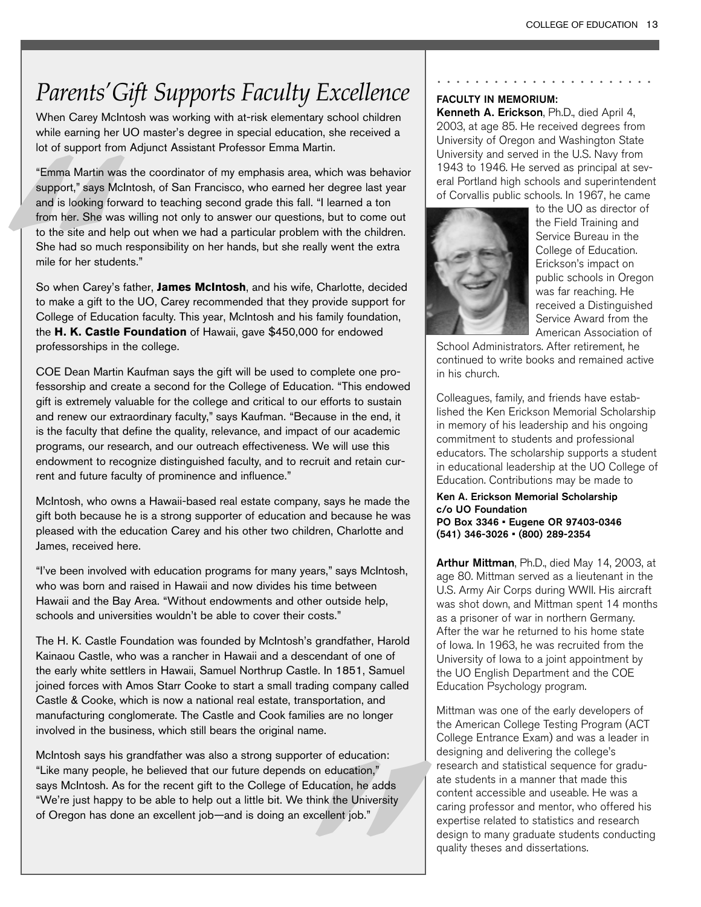# *Parents' Gift Supports Faculty Excellence*

When Carey McIntosh was working with at-risk elementary school children while earning her UO master's degree in special education, she received a lot of support from Adjunct Assistant Professor Emma Martin.

"Emma Martin was the coordinator of my emphasis area, which was behavior support," says McIntosh, of San Francisco, who earned her degree last year and is looking forward to teaching second grade this fall. "I learned a ton from her. She was willing not only to answer our questions, but to come out to the site and help out when we had a particular problem with the children. She had so much responsibility on her hands, but she really went the extra mile for her students."

So when Carey's father, **James McIntosh**, and his wife, Charlotte, decided to make a gift to the UO, Carey recommended that they provide support for College of Education faculty. This year, McIntosh and his family foundation, the **H. K. Castle Foundation** of Hawaii, gave $450,000 for endowed professorships in the college.

COE Dean Martin Kaufman says the gift will be used to complete one professorship and create a second for the College of Education. "This endowed gift is extremely valuable for the college and critical to our efforts to sustain and renew our extraordinary faculty," says Kaufman. "Because in the end, it is the faculty that define the quality, relevance, and impact of our academic programs, our research, and our outreach effectiveness. We will use this endowment to recognize distinguished faculty, and to recruit and retain current and future faculty of prominence and influence."

McIntosh, who owns a Hawaii-based real estate company, says he made the gift both because he is a strong supporter of education and because he was pleased with the education Carey and his other two children, Charlotte and James, received here.

"I've been involved with education programs for many years," says McIntosh, who was born and raised in Hawaii and now divides his time between Hawaii and the Bay Area. "Without endowments and other outside help, schools and universities wouldn't be able to cover their costs."

The H. K. Castle Foundation was founded by McIntosh's grandfather, Harold Kainaou Castle, who was a rancher in Hawaii and a descendant of one of the early white settlers in Hawaii, Samuel Northrup Castle. In 1851, Samuel joined forces with Amos Starr Cooke to start a small trading company called Castle & Cooke, which is now a national real estate, transportation, and manufacturing conglomerate. The Castle and Cook families are no longer involved in the business, which still bears the original name.

McIntosh says his grandfather was also a strong supporter of education: "Like many people, he believed that our future depends on education," says McIntosh. As for the recent gift to the College of Education, he adds "We're just happy to be able to help out a little bit. We think the University of Oregon has done an excellent job—and is doing an excellent job."

**FACULTY IN MEMORIUM:**

**Kenneth A. Erickson**, Ph.D., died April 4, 2003, at age 85. He received degrees from University of Oregon and Washington State University and served in the U.S. Navy from 1943 to 1946. He served as principal at several Portland high schools and superintendent of Corvallis public schools. In 1967, he came to the UO as director of the Field Training and Service Bureau in the College of Education. Erickson's impact on public schools in Oregon was far reaching. He received a Distinguished Service Award from the American Association of School Administrators. After retirement, he continued to write books and remained active in his church.

Colleagues, family, and friends have established the Ken Erickson Memorial Scholarship in memory of his leadership and his ongoing commitment to students and professional educators. The scholarship supports a student in educational leadership at the UO College of Education. Contributions may be made to

**Ken A. Erickson Memorial Scholarship**
**c/o UO Foundation**
**PO Box 3346 • Eugene OR 97403-0346**
**(541) 346-3026 • (800) 289-2354**

**Arthur Mittman**, Ph.D., died May 14, 2003, at age 80. Mittman served as a lieutenant in the U.S. Army Air Corps during WWII. His aircraft was shot down, and Mittman spent 14 months as a prisoner of war in northern Germany. After the war he returned to his home state of Iowa. In 1963, he was recruited from the University of Iowa to a joint appointment by the UO English Department and the COE Education Psychology program.

Mittman was one of the early developers of the American College Testing Program (ACT College Entrance Exam) and was a leader in designing and delivering the college's research and statistical sequence for graduate students in a manner that made this content accessible and useable. He was a caring professor and mentor, who offered his expertise related to statistics and research design to many graduate students conducting quality theses and dissertations.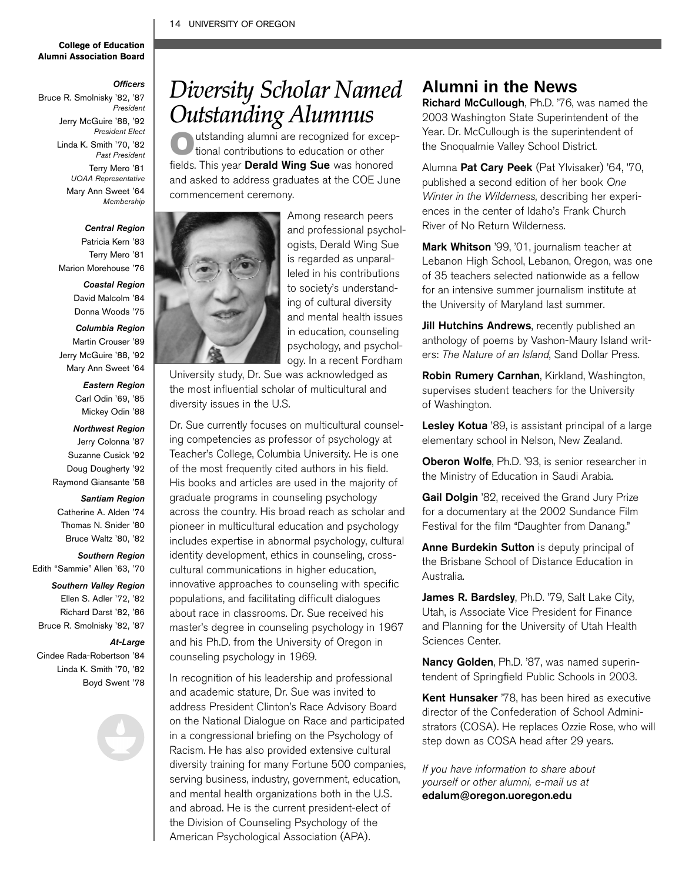**College of Education Alumni Association Board**

*Officers*

Bruce R. Smolnisky '82, '87
*President*

Jerry McGuire '88, '92
*President Elect*

Linda K. Smith '70, '82
*Past President*

Terry Mero '81
*UOAA Representative*

Mary Ann Sweet '64
*Membership*

***Central Region***

Patricia Kern '83
Terry Mero '81
Marion Morehouse '76

***Coastal Region***

David Malcolm '84
Donna Woods '75

***Columbia Region***

Martin Crouser '89
Jerry McGuire '88, '92
Mary Ann Sweet '64

***Eastern Region***

Carl Odin '69, '85
Mickey Odin '88

***Northwest Region***

Jerry Colonna '87
Suzanne Cusick '92
Doug Dougherty '92
Raymond Giansante '58

***Santiam Region***

Catherine A. Alden '74
Thomas N. Snider '80
Bruce Waltz '80, '82

***Southern Region***

Edith "Sammie" Allen '63, '70

***Southern Valley Region***

Ellen S. Adler '72, '82
Richard Darst '82, '86
Bruce R. Smolnisky '82, '87

***At-Large***

Cindee Rada-Robertson '84
Linda K. Smith '70, '82
Boyd Swent '78

# *Diversity Scholar Named Outstanding Alumnus*

Outstanding alumni are recognized for exceptional contributions to education or other fields. This year **Derald Wing Sue** was honored and asked to address graduates at the COE June commencement ceremony.

Among research peers and professional psychologists, Derald Wing Sue is regarded as unparalleled in his contributions to society's understanding of cultural diversity and mental health issues in education, counseling psychology, and psychology. In a recent Fordham University study, Dr. Sue was acknowledged as the most influential scholar of multicultural and diversity issues in the U.S.

Dr. Sue currently focuses on multicultural counseling competencies as professor of psychology at Teacher's College, Columbia University. He is one of the most frequently cited authors in his field. His books and articles are used in the majority of graduate programs in counseling psychology across the country. His broad reach as scholar and pioneer in multicultural education and psychology includes expertise in abnormal psychology, cultural identity development, ethics in counseling, cross-cultural communications in higher education, innovative approaches to counseling with specific populations, and facilitating difficult dialogues about race in classrooms. Dr. Sue received his master's degree in counseling psychology in 1967 and his Ph.D. from the University of Oregon in counseling psychology in 1969.

In recognition of his leadership and professional and academic stature, Dr. Sue was invited to address President Clinton's Race Advisory Board on the National Dialogue on Race and participated in a congressional briefing on the Psychology of Racism. He has also provided extensive cultural diversity training for many Fortune 500 companies, serving business, industry, government, education, and mental health organizations both in the U.S. and abroad. He is the current president-elect of the Division of Counseling Psychology of the American Psychological Association (APA).

## Alumni in the News

**Richard McCullough**, Ph.D. '76, was named the 2003 Washington State Superintendent of the Year. Dr. McCullough is the superintendent of the Snoqualmie Valley School District.

Alumna **Pat Cary Peek** (Pat Ylvisaker) '64, '70, published a second edition of her book *One Winter in the Wilderness*, describing her experiences in the center of Idaho's Frank Church River of No Return Wilderness.

**Mark Whitson** '99, '01, journalism teacher at Lebanon High School, Lebanon, Oregon, was one of 35 teachers selected nationwide as a fellow for an intensive summer journalism institute at the University of Maryland last summer.

**Jill Hutchins Andrews**, recently published an anthology of poems by Vashon-Maury Island writers: *The Nature of an Island*, Sand Dollar Press.

**Robin Rumery Carnhan**, Kirkland, Washington, supervises student teachers for the University of Washington.

**Lesley Kotua** '89, is assistant principal of a large elementary school in Nelson, New Zealand.

**Oberon Wolfe**, Ph.D. '93, is senior researcher in the Ministry of Education in Saudi Arabia.

**Gail Dolgin** '82, received the Grand Jury Prize for a documentary at the 2002 Sundance Film Festival for the film "Daughter from Danang."

**Anne Burdekin Sutton** is deputy principal of the Brisbane School of Distance Education in Australia.

**James R. Bardsley**, Ph.D. '79, Salt Lake City, Utah, is Associate Vice President for Finance and Planning for the University of Utah Health Sciences Center.

**Nancy Golden**, Ph.D. '87, was named superintendent of Springfield Public Schools in 2003.

**Kent Hunsaker** '78, has been hired as executive director of the Confederation of School Administrators (COSA). He replaces Ozzie Rose, who will step down as COSA head after 29 years.

*If you have information to share about yourself or other alumni, e-mail us at* **edalum@oregon.uoregon.edu**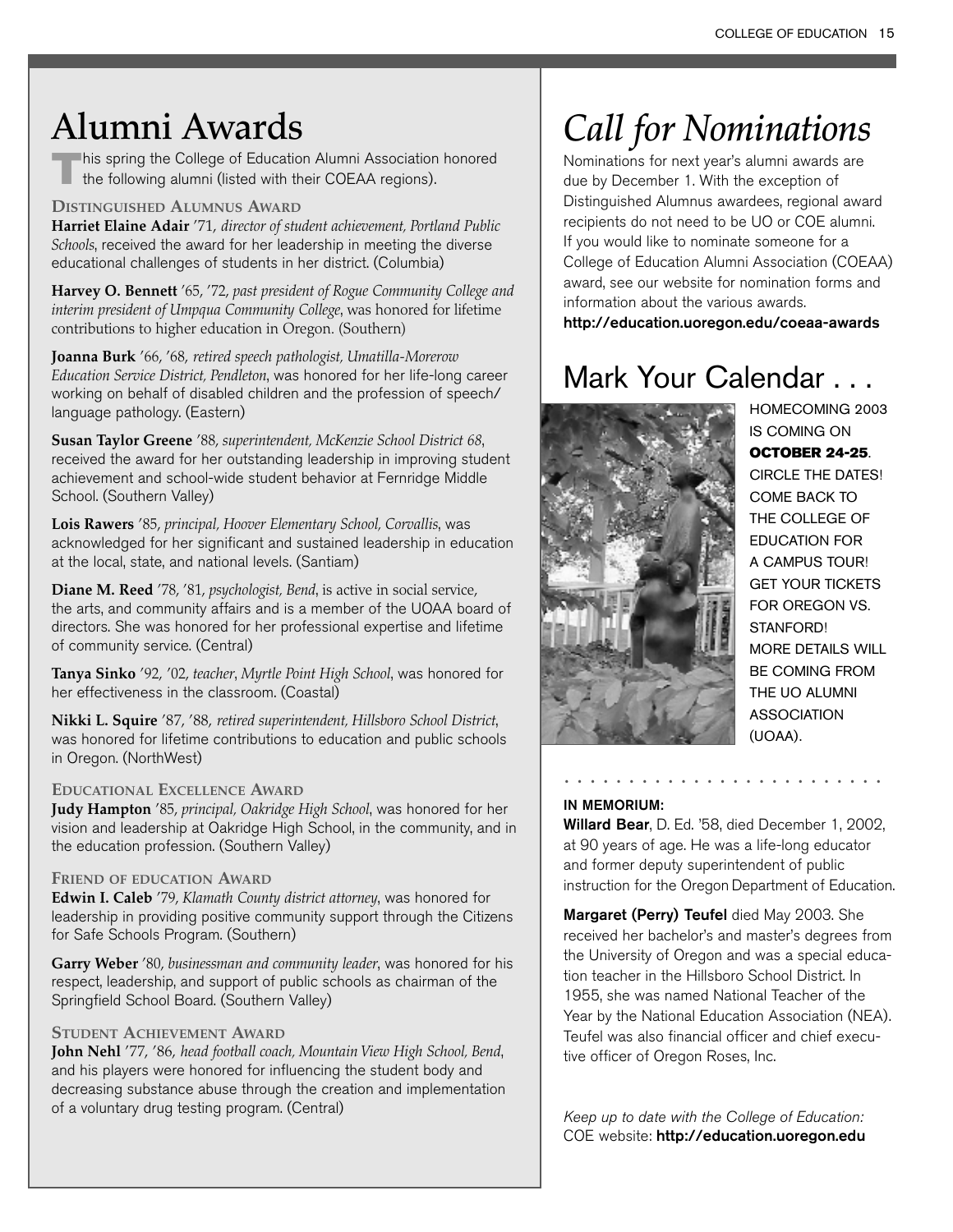# Alumni Awards

This spring the College of Education Alumni Association honored the following alumni (listed with their COEAA regions).

### Distinguished Alumnus Award

**Harriet Elaine Adair** '71, *director of student achievement, Portland Public Schools*, received the award for her leadership in meeting the diverse educational challenges of students in her district. (Columbia)

**Harvey O. Bennett** '65, '72, *past president of Rogue Community College and interim president of Umpqua Community College*, was honored for lifetime contributions to higher education in Oregon. (Southern)

**Joanna Burk** '66, '68, *retired speech pathologist, Umatilla-Morerow Education Service District, Pendleton*, was honored for her life-long career working on behalf of disabled children and the profession of speech/language pathology. (Eastern)

**Susan Taylor Greene** '88, *superintendent, McKenzie School District 68*, received the award for her outstanding leadership in improving student achievement and school-wide student behavior at Fernridge Middle School. (Southern Valley)

**Lois Rawers** '85, *principal, Hoover Elementary School, Corvallis*, was acknowledged for her significant and sustained leadership in education at the local, state, and national levels. (Santiam)

**Diane M. Reed** '78, '81, *psychologist, Bend*, is active in social service, the arts, and community affairs and is a member of the UOAA board of directors. She was honored for her professional expertise and lifetime of community service. (Central)

**Tanya Sinko** '92, '02, *teacher, Myrtle Point High School*, was honored for her effectiveness in the classroom. (Coastal)

**Nikki L. Squire** '87, '88, *retired superintendent, Hillsboro School District*, was honored for lifetime contributions to education and public schools in Oregon. (NorthWest)

### Educational Excellence Award

**Judy Hampton** '85, *principal, Oakridge High School*, was honored for her vision and leadership at Oakridge High School, in the community, and in the education profession. (Southern Valley)

### Friend of Education Award

**Edwin I. Caleb** '79, *Klamath County district attorney*, was honored for leadership in providing positive community support through the Citizens for Safe Schools Program. (Southern)

**Garry Weber** '80, *businessman and community leader*, was honored for his respect, leadership, and support of public schools as chairman of the Springfield School Board. (Southern Valley)

### Student Achievement Award

**John Nehl** '77, '86, *head football coach, Mountain View High School, Bend*, and his players were honored for influencing the student body and decreasing substance abuse through the creation and implementation of a voluntary drug testing program. (Central)

# *Call for Nominations*

Nominations for next year's alumni awards are due by December 1. With the exception of Distinguished Alumnus awardees, regional award recipients do not need to be UO or COE alumni. If you would like to nominate someone for a College of Education Alumni Association (COEAA) award, see our website for nomination forms and information about the various awards.
**http://education.uoregon.edu/coeaa-awards**

# Mark Your Calendar . . .

HOMECOMING 2003 IS COMING ON **OCTOBER 24-25**. CIRCLE THE DATES! COME BACK TO THE COLLEGE OF EDUCATION FOR A CAMPUS TOUR! GET YOUR TICKETS FOR OREGON VS. STANFORD! MORE DETAILS WILL BE COMING FROM THE UO ALUMNI ASSOCIATION (UOAA).

**IN MEMORIUM:**

**Willard Bear**, D. Ed. '58, died December 1, 2002, at 90 years of age. He was a life-long educator and former deputy superintendent of public instruction for the Oregon Department of Education.

**Margaret (Perry) Teufel** died May 2003. She received her bachelor's and master's degrees from the University of Oregon and was a special education teacher in the Hillsboro School District. In 1955, she was named National Teacher of the Year by the National Education Association (NEA). Teufel was also financial officer and chief executive officer of Oregon Roses, Inc.

*Keep up to date with the College of Education:*
COE website: **http://education.uoregon.edu**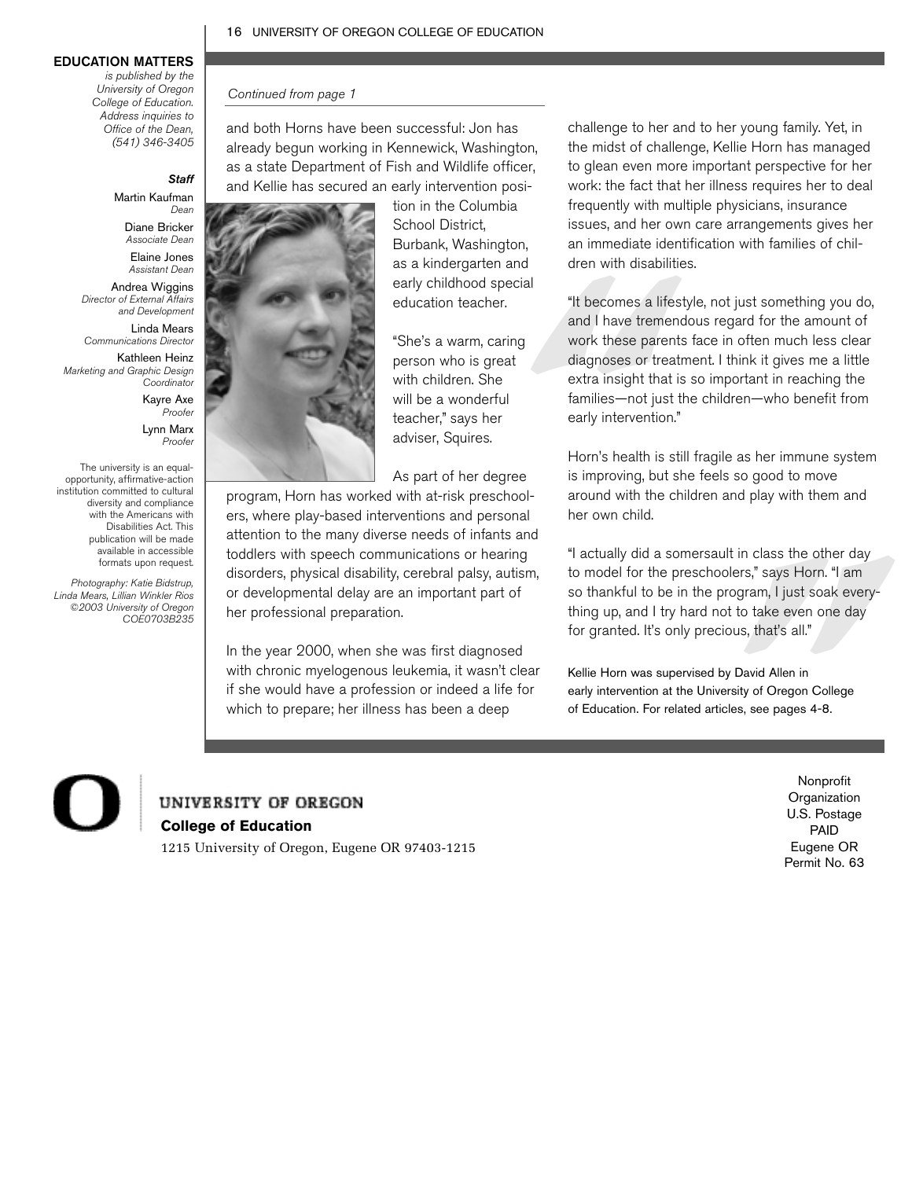**EDUCATION MATTERS**
*is published by the University of Oregon College of Education. Address inquiries to Office of the Dean, (541) 346-3405*

***Staff***

Martin Kaufman
*Dean*

Diane Bricker
*Associate Dean*

Elaine Jones
*Assistant Dean*

Andrea Wiggins
*Director of External Affairs and Development*

Linda Mears
*Communications Director*

Kathleen Heinz
*Marketing and Graphic Design Coordinator*

Kayre Axe
*Proofer*

Lynn Marx
*Proofer*

The university is an equal-opportunity, affirmative-action institution committed to cultural diversity and compliance with the Americans with Disabilities Act. This publication will be made available in accessible formats upon request.

*Photography: Katie Bidstrup, Linda Mears, Lillian Winkler Rios ©2003 University of Oregon COE0703B235*

*Continued from page 1*

and both Horns have been successful: Jon has already begun working in Kennewick, Washington, as a state Department of Fish and Wildlife officer, and Kellie has secured an early intervention position in the Columbia School District, Burbank, Washington, as a kindergarten and early childhood special education teacher.

"She's a warm, caring person who is great with children. She will be a wonderful teacher," says her adviser, Squires.

As part of her degree program, Horn has worked with at-risk preschoolers, where play-based interventions and personal attention to the many diverse needs of infants and toddlers with speech communications or hearing disorders, physical disability, cerebral palsy, autism, or developmental delay are an important part of her professional preparation.

In the year 2000, when she was first diagnosed with chronic myelogenous leukemia, it wasn't clear if she would have a profession or indeed a life for which to prepare; her illness has been a deep challenge to her and to her young family. Yet, in the midst of challenge, Kellie Horn has managed to glean even more important perspective for her work: the fact that her illness requires her to deal frequently with multiple physicians, insurance issues, and her own care arrangements gives her an immediate identification with families of children with disabilities.

"It becomes a lifestyle, not just something you do, and I have tremendous regard for the amount of work these parents face in often much less clear diagnoses or treatment. I think it gives me a little extra insight that is so important in reaching the families—not just the children—who benefit from early intervention."

Horn's health is still fragile as her immune system is improving, but she feels so good to move around with the children and play with them and her own child.

"I actually did a somersault in class the other day to model for the preschoolers," says Horn. "I am so thankful to be in the program, I just soak everything up, and I try hard not to take even one day for granted. It's only precious, that's all."

Kellie Horn was supervised by David Allen in early intervention at the University of Oregon College of Education. For related articles, see pages 4-8.

UNIVERSITY OF OREGON
**College of Education**
1215 University of Oregon, Eugene OR 97403-1215

Nonprofit Organization
U.S. Postage
PAID
Eugene OR
Permit No. 63